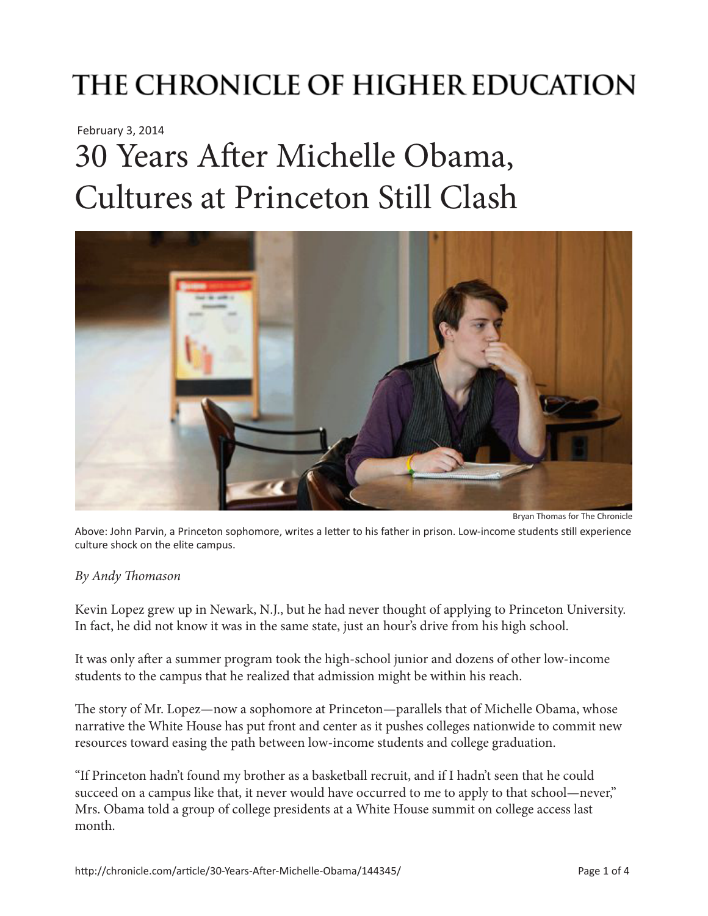# THE CHRONICLE OF HIGHER EDUCATION

February 3, 2014

# 30 Years After Michelle Obama, Cultures at Princeton Still Clash

Bryan Thomas for The Chronicle

Above: John Parvin, a Princeton sophomore, writes a letter to his father in prison. Low-income students still experience culture shock on the elite campus.

*By Andy Thomason*

Kevin Lopez grew up in Newark, N.J., but he had never thought of applying to Princeton University. In fact, he did not know it was in the same state, just an hour's drive from his high school.

It was only after a summer program took the high-school junior and dozens of other low-income students to the campus that he realized that admission might be within his reach.

The story of Mr. Lopez—now a sophomore at Princeton—parallels that of Michelle Obama, whose narrative the White House has put front and center as it pushes colleges nationwide to commit new resources toward easing the path between low-income students and college graduation.

"If Princeton hadn't found my brother as a basketball recruit, and if I hadn't seen that he could succeed on a campus like that, it never would have occurred to me to apply to that school—never," Mrs. Obama told a group of college presidents at a White House summit on college access last month.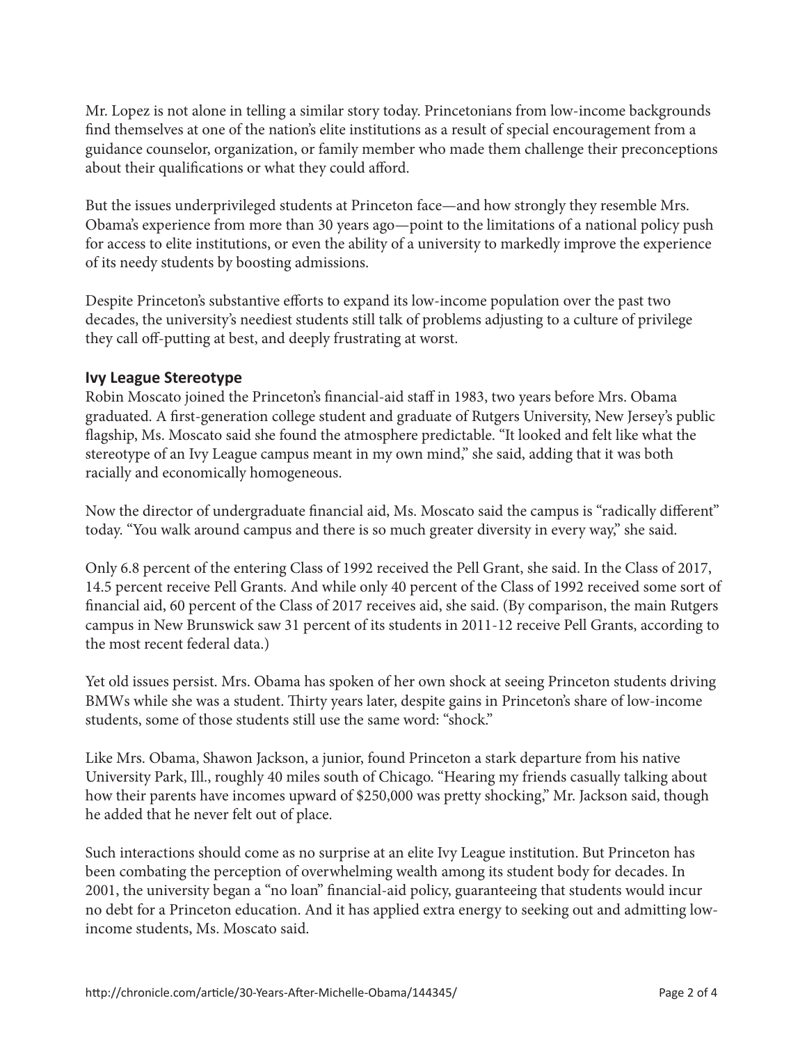Mr. Lopez is not alone in telling a similar story today. Princetonians from low-income backgrounds find themselves at one of the nation's elite institutions as a result of special encouragement from a guidance counselor, organization, or family member who made them challenge their preconceptions about their qualifications or what they could afford.

But the issues underprivileged students at Princeton face—and how strongly they resemble Mrs. Obama's experience from more than 30 years ago—point to the limitations of a national policy push for access to elite institutions, or even the ability of a university to markedly improve the experience of its needy students by boosting admissions.

Despite Princeton's substantive efforts to expand its low-income population over the past two decades, the university's neediest students still talk of problems adjusting to a culture of privilege they call off-putting at best, and deeply frustrating at worst.

## Ivy League Stereotype

Robin Moscato joined the Princeton's financial-aid staff in 1983, two years before Mrs. Obama graduated. A first-generation college student and graduate of Rutgers University, New Jersey's public flagship, Ms. Moscato said she found the atmosphere predictable. "It looked and felt like what the stereotype of an Ivy League campus meant in my own mind," she said, adding that it was both racially and economically homogeneous.

Now the director of undergraduate financial aid, Ms. Moscato said the campus is "radically different" today. "You walk around campus and there is so much greater diversity in every way," she said.

Only 6.8 percent of the entering Class of 1992 received the Pell Grant, she said. In the Class of 2017, 14.5 percent receive Pell Grants. And while only 40 percent of the Class of 1992 received some sort of financial aid, 60 percent of the Class of 2017 receives aid, she said. (By comparison, the main Rutgers campus in New Brunswick saw 31 percent of its students in 2011-12 receive Pell Grants, according to the most recent federal data.)

Yet old issues persist. Mrs. Obama has spoken of her own shock at seeing Princeton students driving BMWs while she was a student. Thirty years later, despite gains in Princeton's share of low-income students, some of those students still use the same word: "shock."

Like Mrs. Obama, Shawon Jackson, a junior, found Princeton a stark departure from his native University Park, Ill., roughly 40 miles south of Chicago. "Hearing my friends casually talking about how their parents have incomes upward of $250,000 was pretty shocking," Mr. Jackson said, though he added that he never felt out of place.

Such interactions should come as no surprise at an elite Ivy League institution. But Princeton has been combating the perception of overwhelming wealth among its student body for decades. In 2001, the university began a "no loan" financial-aid policy, guaranteeing that students would incur no debt for a Princeton education. And it has applied extra energy to seeking out and admitting low-income students, Ms. Moscato said.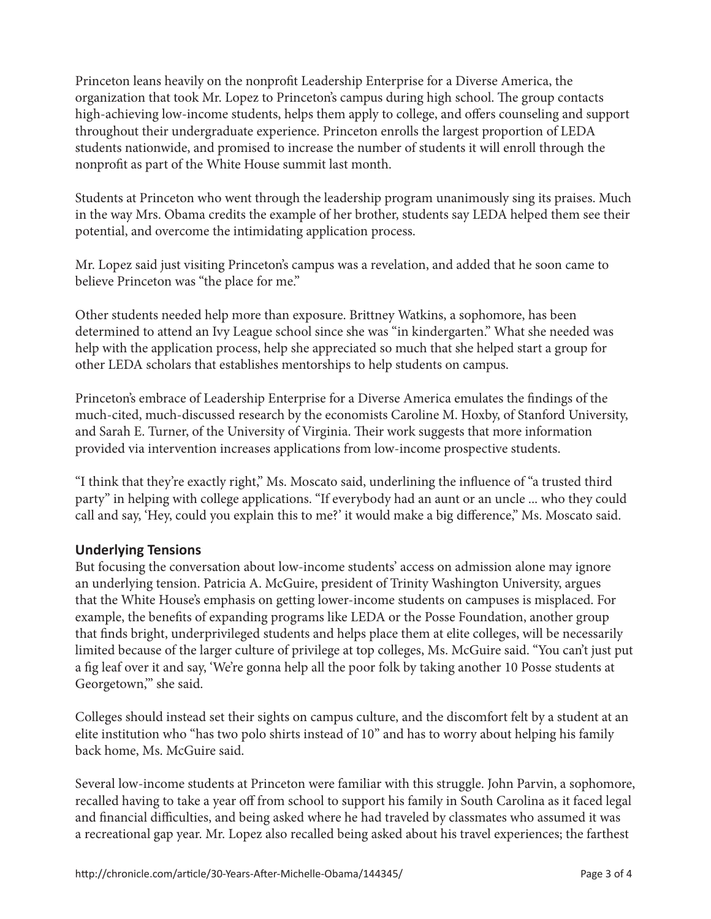Princeton leans heavily on the nonprofit Leadership Enterprise for a Diverse America, the organization that took Mr. Lopez to Princeton's campus during high school. The group contacts high-achieving low-income students, helps them apply to college, and offers counseling and support throughout their undergraduate experience. Princeton enrolls the largest proportion of LEDA students nationwide, and promised to increase the number of students it will enroll through the nonprofit as part of the White House summit last month.

Students at Princeton who went through the leadership program unanimously sing its praises. Much in the way Mrs. Obama credits the example of her brother, students say LEDA helped them see their potential, and overcome the intimidating application process.

Mr. Lopez said just visiting Princeton's campus was a revelation, and added that he soon came to believe Princeton was "the place for me."

Other students needed help more than exposure. Brittney Watkins, a sophomore, has been determined to attend an Ivy League school since she was "in kindergarten." What she needed was help with the application process, help she appreciated so much that she helped start a group for other LEDA scholars that establishes mentorships to help students on campus.

Princeton's embrace of Leadership Enterprise for a Diverse America emulates the findings of the much-cited, much-discussed research by the economists Caroline M. Hoxby, of Stanford University, and Sarah E. Turner, of the University of Virginia. Their work suggests that more information provided via intervention increases applications from low-income prospective students.

"I think that they're exactly right," Ms. Moscato said, underlining the influence of "a trusted third party" in helping with college applications. "If everybody had an aunt or an uncle ... who they could call and say, 'Hey, could you explain this to me?' it would make a big difference," Ms. Moscato said.

## Underlying Tensions

But focusing the conversation about low-income students' access on admission alone may ignore an underlying tension. Patricia A. McGuire, president of Trinity Washington University, argues that the White House's emphasis on getting lower-income students on campuses is misplaced. For example, the benefits of expanding programs like LEDA or the Posse Foundation, another group that finds bright, underprivileged students and helps place them at elite colleges, will be necessarily limited because of the larger culture of privilege at top colleges, Ms. McGuire said. "You can't just put a fig leaf over it and say, 'We're gonna help all the poor folk by taking another 10 Posse students at Georgetown,'" she said.

Colleges should instead set their sights on campus culture, and the discomfort felt by a student at an elite institution who "has two polo shirts instead of 10" and has to worry about helping his family back home, Ms. McGuire said.

Several low-income students at Princeton were familiar with this struggle. John Parvin, a sophomore, recalled having to take a year off from school to support his family in South Carolina as it faced legal and financial difficulties, and being asked where he had traveled by classmates who assumed it was a recreational gap year. Mr. Lopez also recalled being asked about his travel experiences; the farthest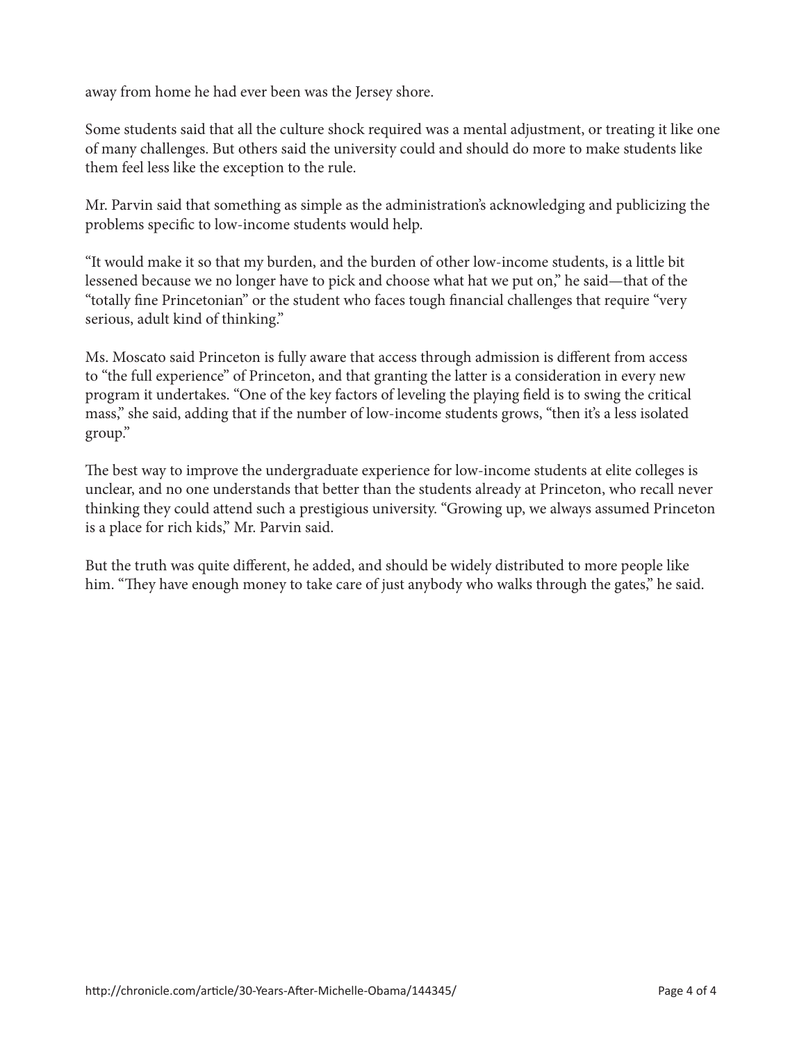away from home he had ever been was the Jersey shore.

Some students said that all the culture shock required was a mental adjustment, or treating it like one of many challenges. But others said the university could and should do more to make students like them feel less like the exception to the rule.

Mr. Parvin said that something as simple as the administration's acknowledging and publicizing the problems specific to low-income students would help.

"It would make it so that my burden, and the burden of other low-income students, is a little bit lessened because we no longer have to pick and choose what hat we put on," he said—that of the "totally fine Princetonian" or the student who faces tough financial challenges that require "very serious, adult kind of thinking."

Ms. Moscato said Princeton is fully aware that access through admission is different from access to "the full experience" of Princeton, and that granting the latter is a consideration in every new program it undertakes. "One of the key factors of leveling the playing field is to swing the critical mass," she said, adding that if the number of low-income students grows, "then it's a less isolated group."

The best way to improve the undergraduate experience for low-income students at elite colleges is unclear, and no one understands that better than the students already at Princeton, who recall never thinking they could attend such a prestigious university. "Growing up, we always assumed Princeton is a place for rich kids," Mr. Parvin said.

But the truth was quite different, he added, and should be widely distributed to more people like him. "They have enough money to take care of just anybody who walks through the gates," he said.